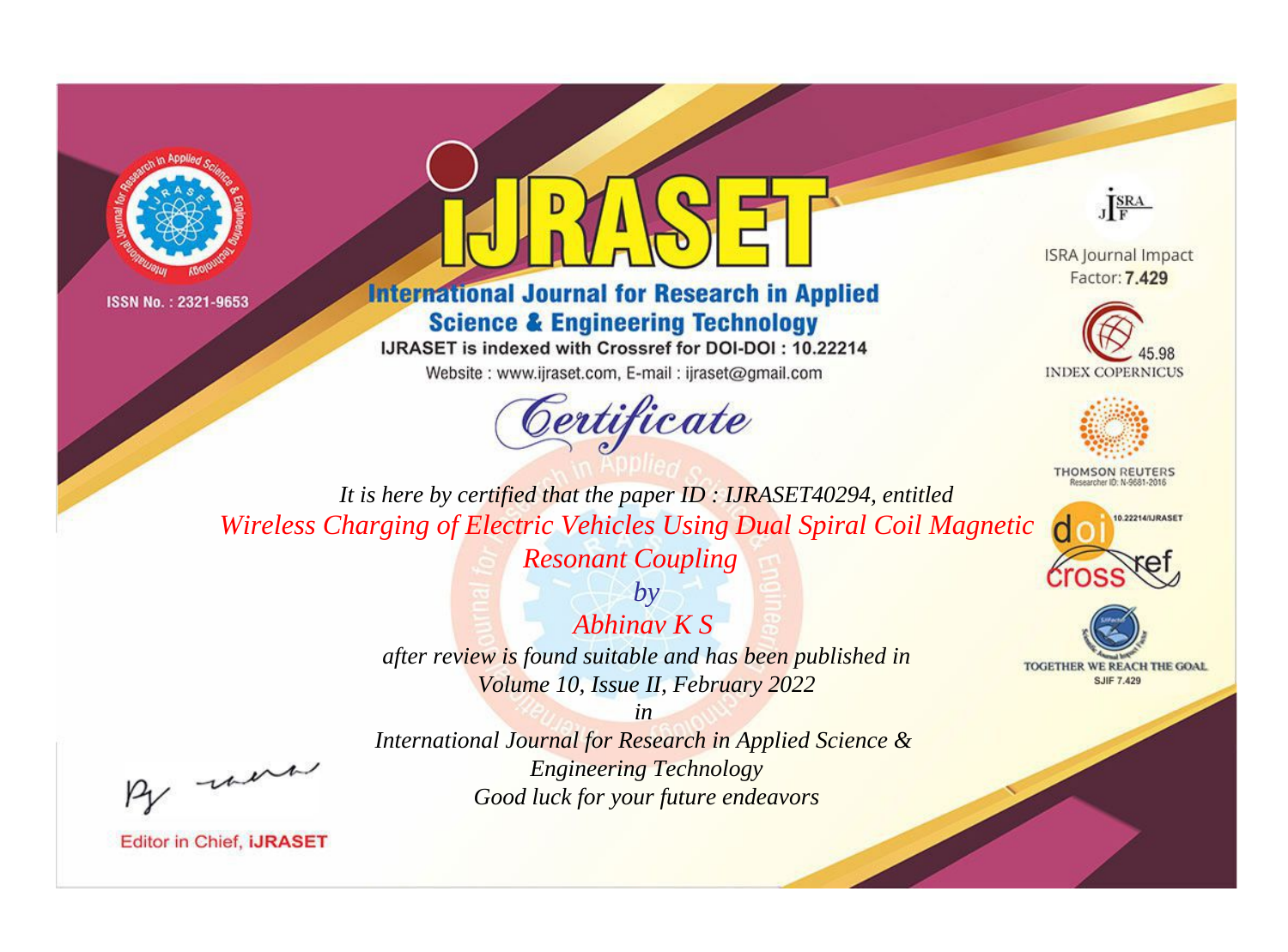ISSN No. : 2321-9653

# IJRASET

## International Journal for Research in Applied Science & Engineering Technology

IJRASET is indexed with Crossref for DOI-DOI : 10.22214

Website : www.ijraset.com, E-mail : ijraset@gmail.com

ISRA Journal Impact Factor: **7.429**

45.98 INDEX COPERNICUS

THOMSON REUTERS Researcher ID: N-9681-2016

10.22214/IJRASET

TOGETHER WE REACH THE GOAL SJIF 7.429

## *Certificate*

*It is here by certified that the paper ID : IJRASET40294, entitled*

*Wireless Charging of Electric Vehicles Using Dual Spiral Coil Magnetic Resonant Coupling*

*by*

*Abhinav K S*

*after review is found suitable and has been published in*

*Volume 10, Issue II, February 2022*

*in*

*International Journal for Research in Applied Science & Engineering Technology*

*Good luck for your future endeavors*

Editor in Chief, **iJRASET**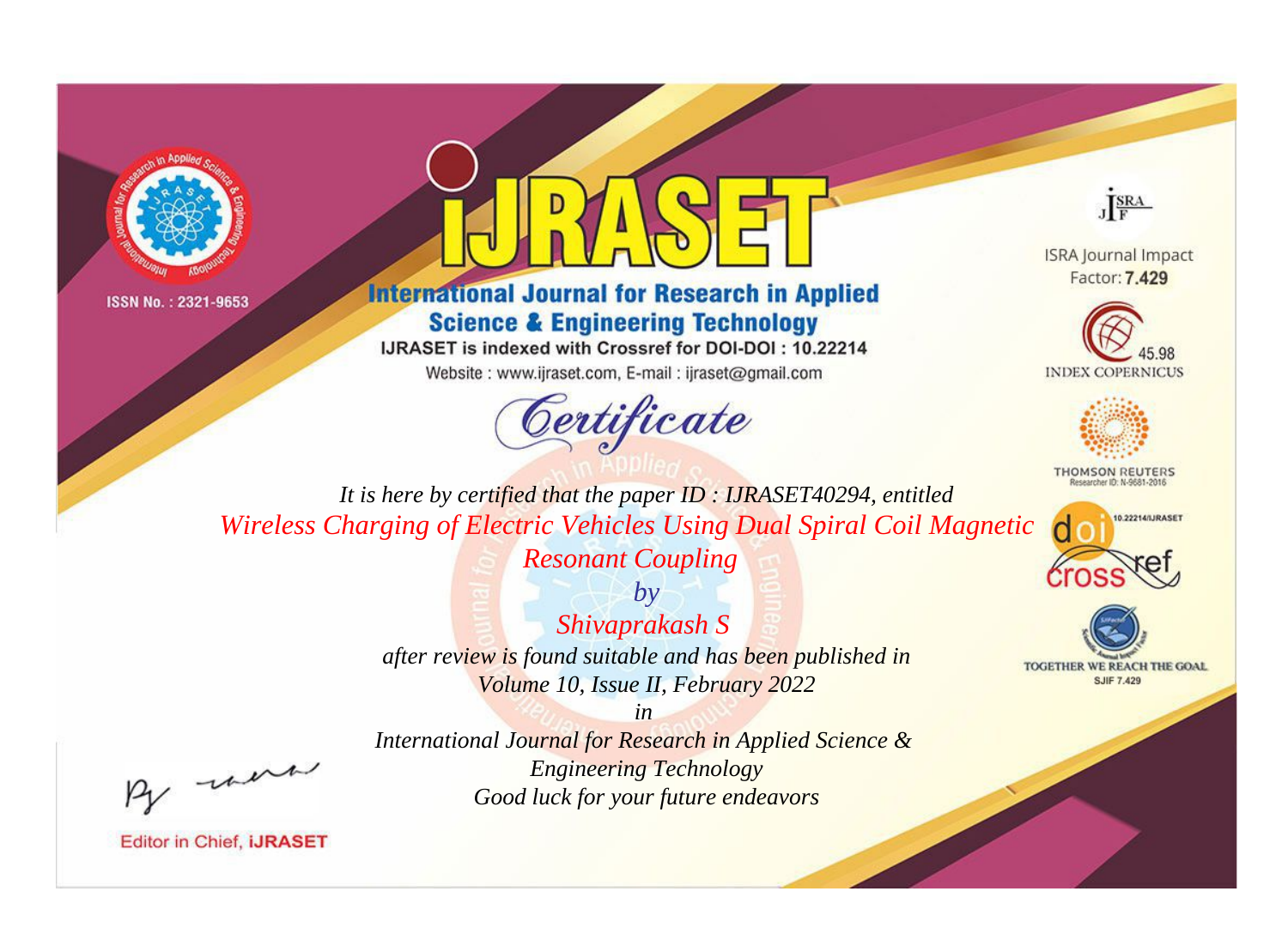ISSN No. : 2321-9653

# iJRASET

## International Journal for Research in Applied Science & Engineering Technology

IJRASET is indexed with Crossref for DOI-DOI : 10.22214

Website : www.ijraset.com, E-mail : ijraset@gmail.com

# Certificate

*It is here by certified that the paper ID : IJRASET40294, entitled*

*Wireless Charging of Electric Vehicles Using Dual Spiral Coil Magnetic Resonant Coupling*

*by*

*Shivaprakash S*

*after review is found suitable and has been published in*

*Volume 10, Issue II, February 2022*

*in*

*International Journal for Research in Applied Science & Engineering Technology*

*Good luck for your future endeavors*

ISRA Journal Impact Factor: **7.429**

45.98 INDEX COPERNICUS

THOMSON REUTERS Researcher ID: N-9681-2016

10.22214/IJRASET

crossref

TOGETHER WE REACH THE GOAL SJIF 7.429

Editor in Chief, **iJRASET**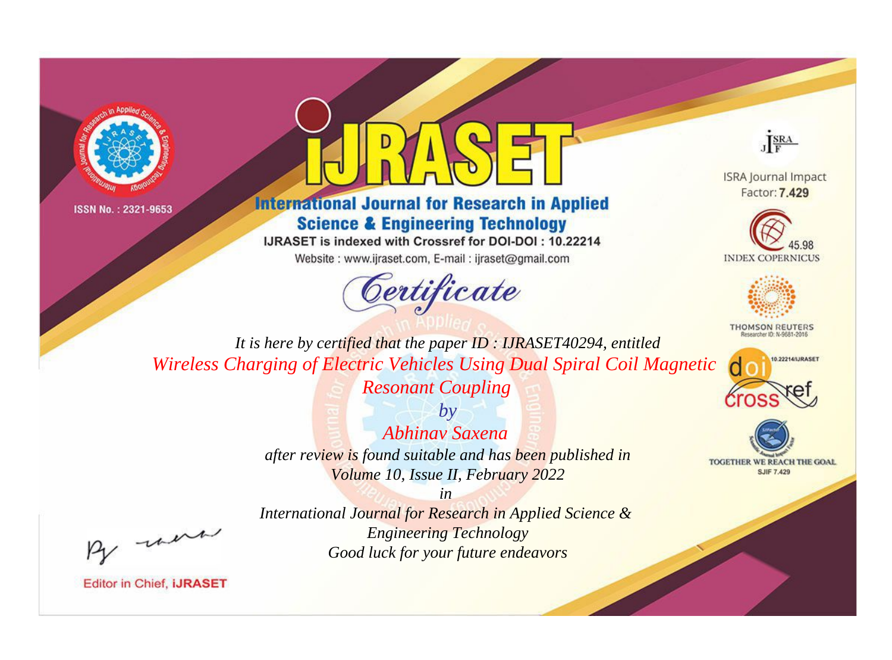ISSN No. : 2321-9653

# iJRASET

## International Journal for Research in Applied Science & Engineering Technology

IJRASET is indexed with Crossref for DOI-DOI : 10.22214

Website : www.ijraset.com, E-mail : ijraset@gmail.com

*Certificate*

*It is here by certified that the paper ID : IJRASET40294, entitled*

*Wireless Charging of Electric Vehicles Using Dual Spiral Coil Magnetic Resonant Coupling*

*by*

*Abhinav Saxena*

*after review is found suitable and has been published in*

*Volume 10, Issue II, February 2022*

*in*

*International Journal for Research in Applied Science & Engineering Technology*

*Good luck for your future endeavors*

Editor in Chief, iJRASET

ISRA Journal Impact Factor: **7.429**

45.98 INDEX COPERNICUS

THOMSON REUTERS Researcher ID: N-9681-2016

10.22214/IJRASET

TOGETHER WE REACH THE GOAL SJIF 7.429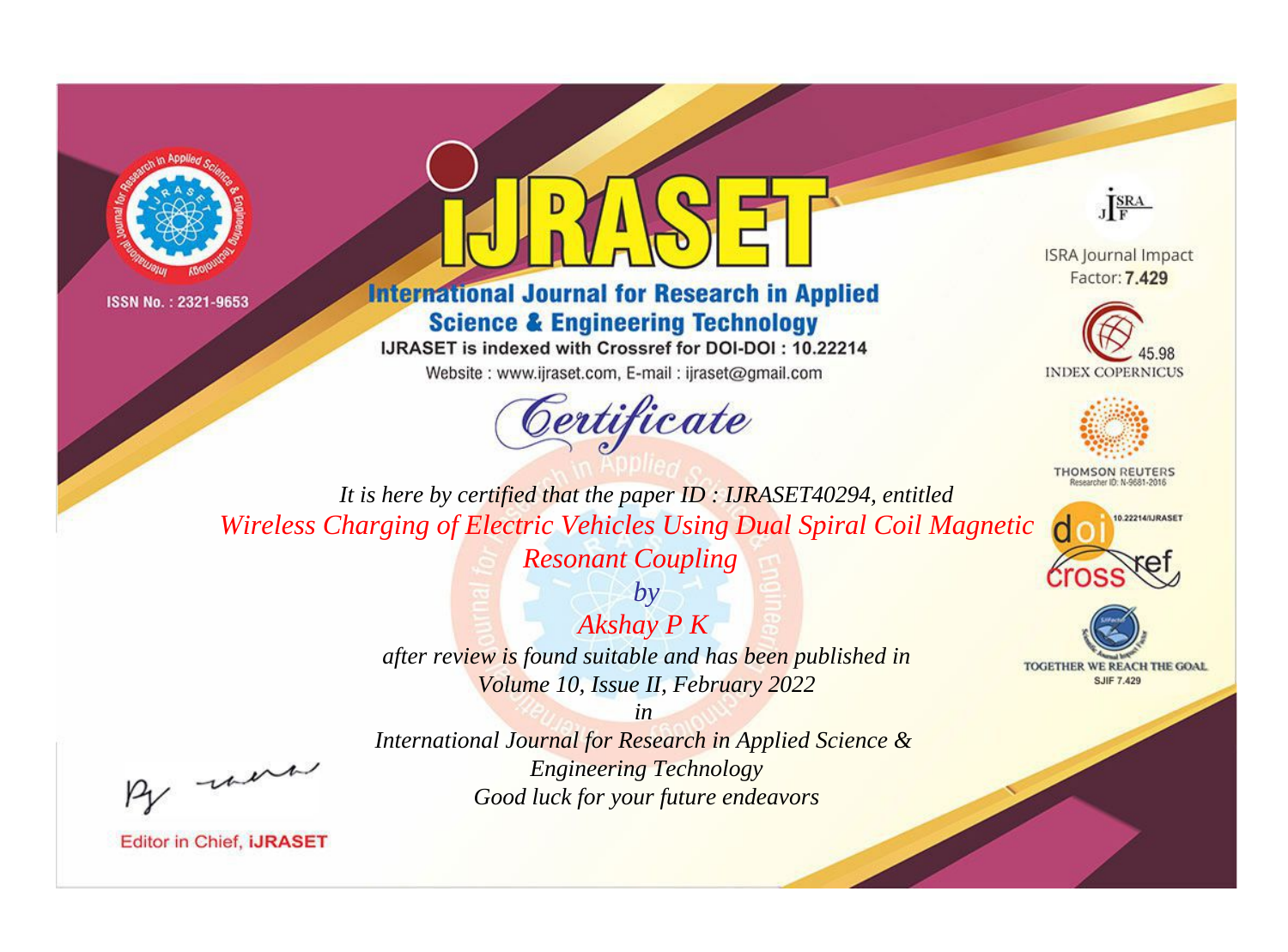ISSN No. : 2321-9653

# iJRASET

## International Journal for Research in Applied Science & Engineering Technology

IJRASET is indexed with Crossref for DOI-DOI : 10.22214

Website : www.ijraset.com, E-mail : ijraset@gmail.com

ISRA Journal Impact Factor: **7.429**

45.98 INDEX COPERNICUS

THOMSON REUTERS Researcher ID: N-9681-2016

10.22214/IJRASET

TOGETHER WE REACH THE GOAL SJIF 7.429

# *Certificate*

*It is here by certified that the paper ID : IJRASET40294, entitled*

*Wireless Charging of Electric Vehicles Using Dual Spiral Coil Magnetic Resonant Coupling*

*by*

*Akshay P K*

*after review is found suitable and has been published in*

*Volume 10, Issue II, February 2022*

*in*

*International Journal for Research in Applied Science & Engineering Technology*

*Good luck for your future endeavors*

Editor in Chief, **iJRASET**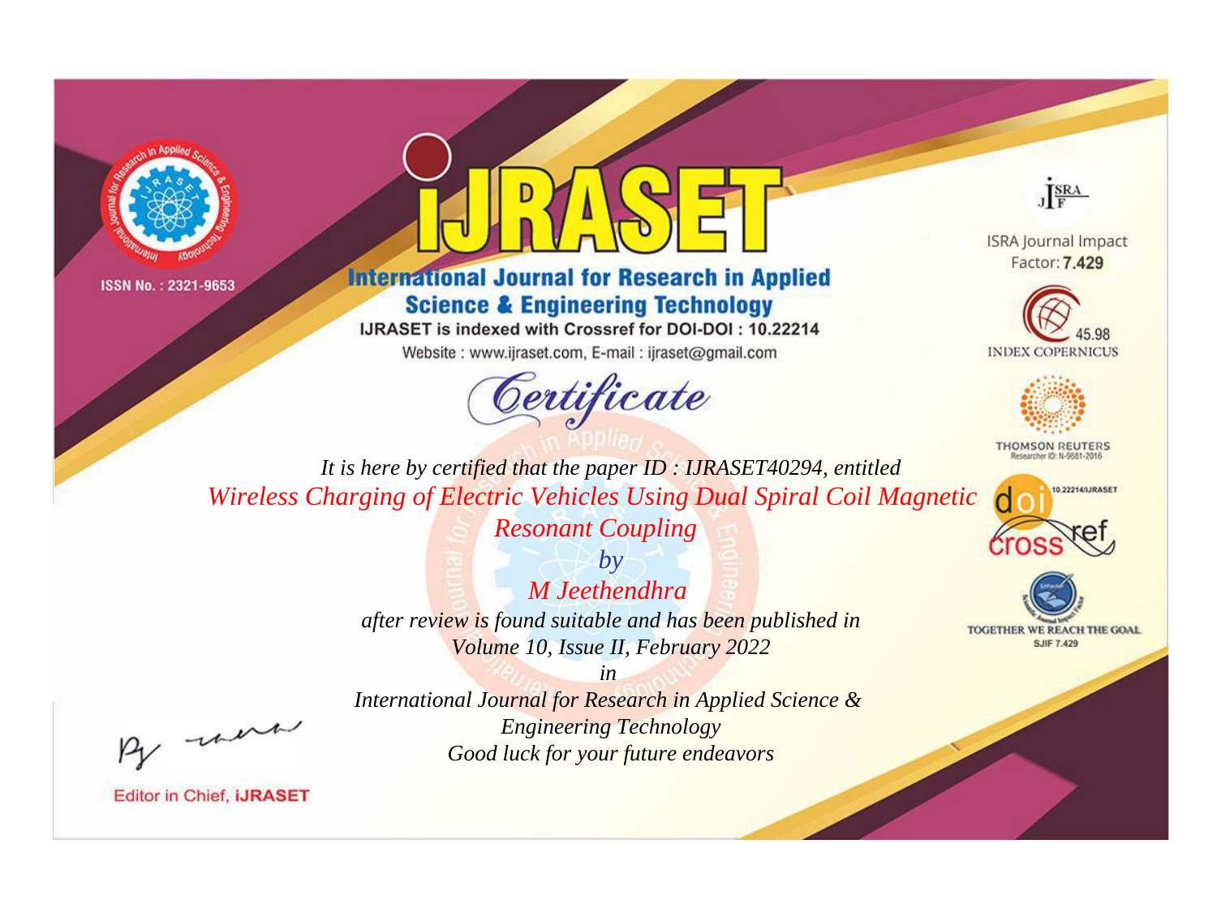ISSN No. : 2321-9653

# iJRASET

## International Journal for Research in Applied Science & Engineering Technology

IJRASET is indexed with Crossref for DOI-DOI : 10.22214

Website : www.ijraset.com, E-mail : ijraset@gmail.com

ISRA Journal Impact Factor: **7.429**

45.98 INDEX COPERNICUS

THOMSON REUTERS Researcher ID: N-9681-2016

10.22214/IJRASET

TOGETHER WE REACH THE GOAL SJIF 7.429

*Certificate*

*It is here by certified that the paper ID : IJRASET40294, entitled*

*Wireless Charging of Electric Vehicles Using Dual Spiral Coil Magnetic Resonant Coupling*

*by*

*M Jeethendhra*

*after review is found suitable and has been published in*

*Volume 10, Issue II, February 2022*

*in*

*International Journal for Research in Applied Science & Engineering Technology*

*Good luck for your future endeavors*

Editor in Chief, **iJRASET**